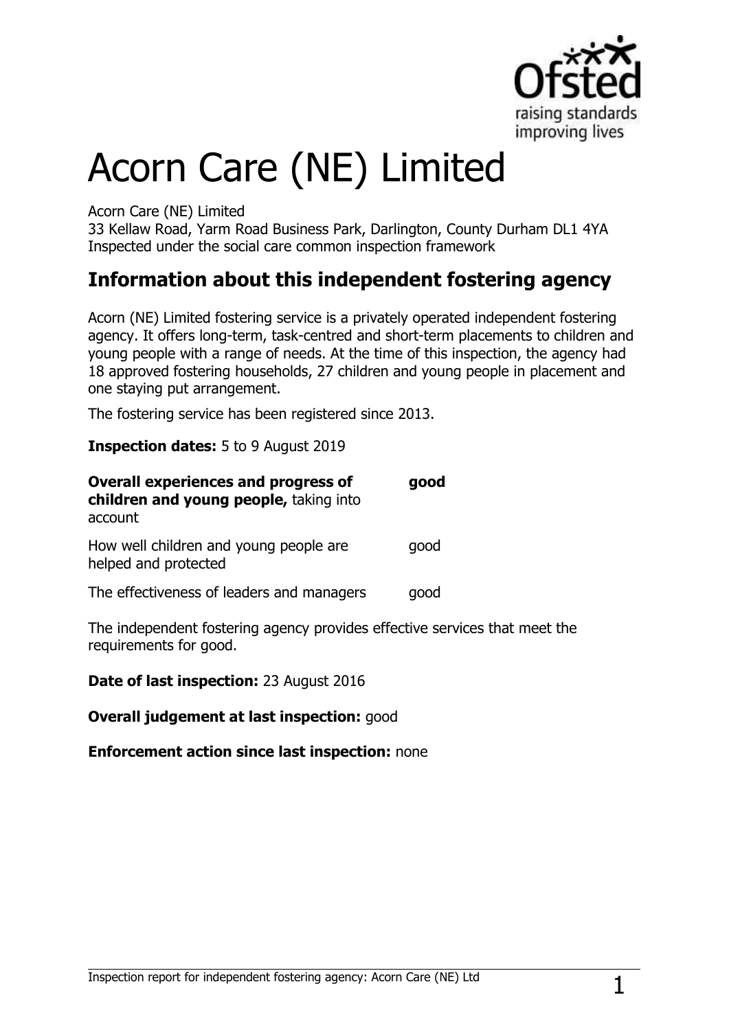# Acorn Care (NE) Limited

Acorn Care (NE) Limited
33 Kellaw Road, Yarm Road Business Park, Darlington, County Durham DL1 4YA
Inspected under the social care common inspection framework

## Information about this independent fostering agency

Acorn (NE) Limited fostering service is a privately operated independent fostering agency. It offers long-term, task-centred and short-term placements to children and young people with a range of needs. At the time of this inspection, the agency had 18 approved fostering households, 27 children and young people in placement and one staying put arrangement.

The fostering service has been registered since 2013.

**Inspection dates:** 5 to 9 August 2019

| | |
|---|---|
| **Overall experiences and progress of children and young people,** taking into account | **good** |
| How well children and young people are helped and protected | good |
| The effectiveness of leaders and managers | good |

The independent fostering agency provides effective services that meet the requirements for good.

**Date of last inspection:** 23 August 2016

**Overall judgement at last inspection:** good

**Enforcement action since last inspection:** none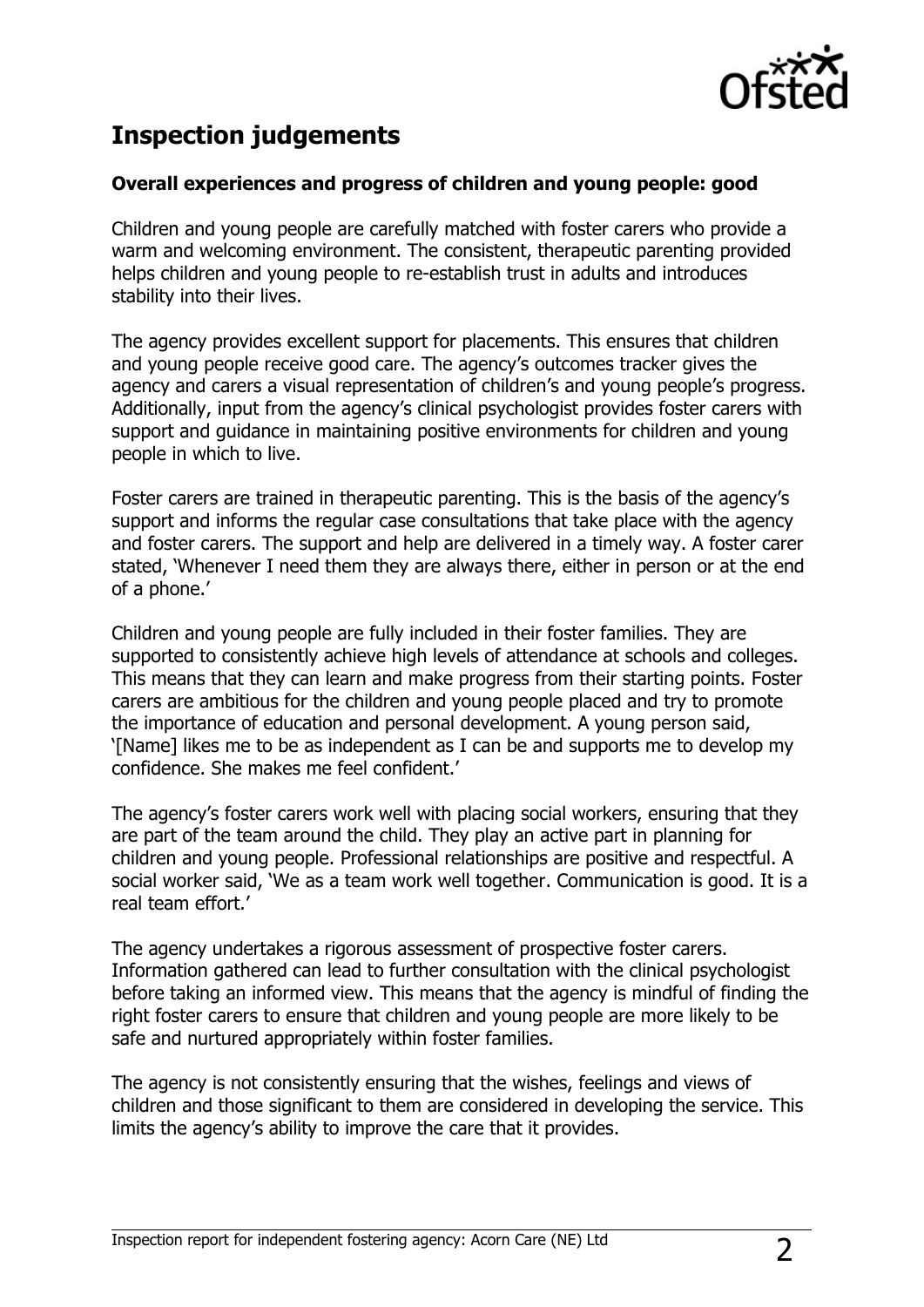## Inspection judgements

### Overall experiences and progress of children and young people: good

Children and young people are carefully matched with foster carers who provide a warm and welcoming environment. The consistent, therapeutic parenting provided helps children and young people to re-establish trust in adults and introduces stability into their lives.

The agency provides excellent support for placements. This ensures that children and young people receive good care. The agency's outcomes tracker gives the agency and carers a visual representation of children's and young people's progress. Additionally, input from the agency's clinical psychologist provides foster carers with support and guidance in maintaining positive environments for children and young people in which to live.

Foster carers are trained in therapeutic parenting. This is the basis of the agency's support and informs the regular case consultations that take place with the agency and foster carers. The support and help are delivered in a timely way. A foster carer stated, 'Whenever I need them they are always there, either in person or at the end of a phone.'

Children and young people are fully included in their foster families. They are supported to consistently achieve high levels of attendance at schools and colleges. This means that they can learn and make progress from their starting points. Foster carers are ambitious for the children and young people placed and try to promote the importance of education and personal development. A young person said, '[Name] likes me to be as independent as I can be and supports me to develop my confidence. She makes me feel confident.'

The agency's foster carers work well with placing social workers, ensuring that they are part of the team around the child. They play an active part in planning for children and young people. Professional relationships are positive and respectful. A social worker said, 'We as a team work well together. Communication is good. It is a real team effort.'

The agency undertakes a rigorous assessment of prospective foster carers. Information gathered can lead to further consultation with the clinical psychologist before taking an informed view. This means that the agency is mindful of finding the right foster carers to ensure that children and young people are more likely to be safe and nurtured appropriately within foster families.

The agency is not consistently ensuring that the wishes, feelings and views of children and those significant to them are considered in developing the service. This limits the agency's ability to improve the care that it provides.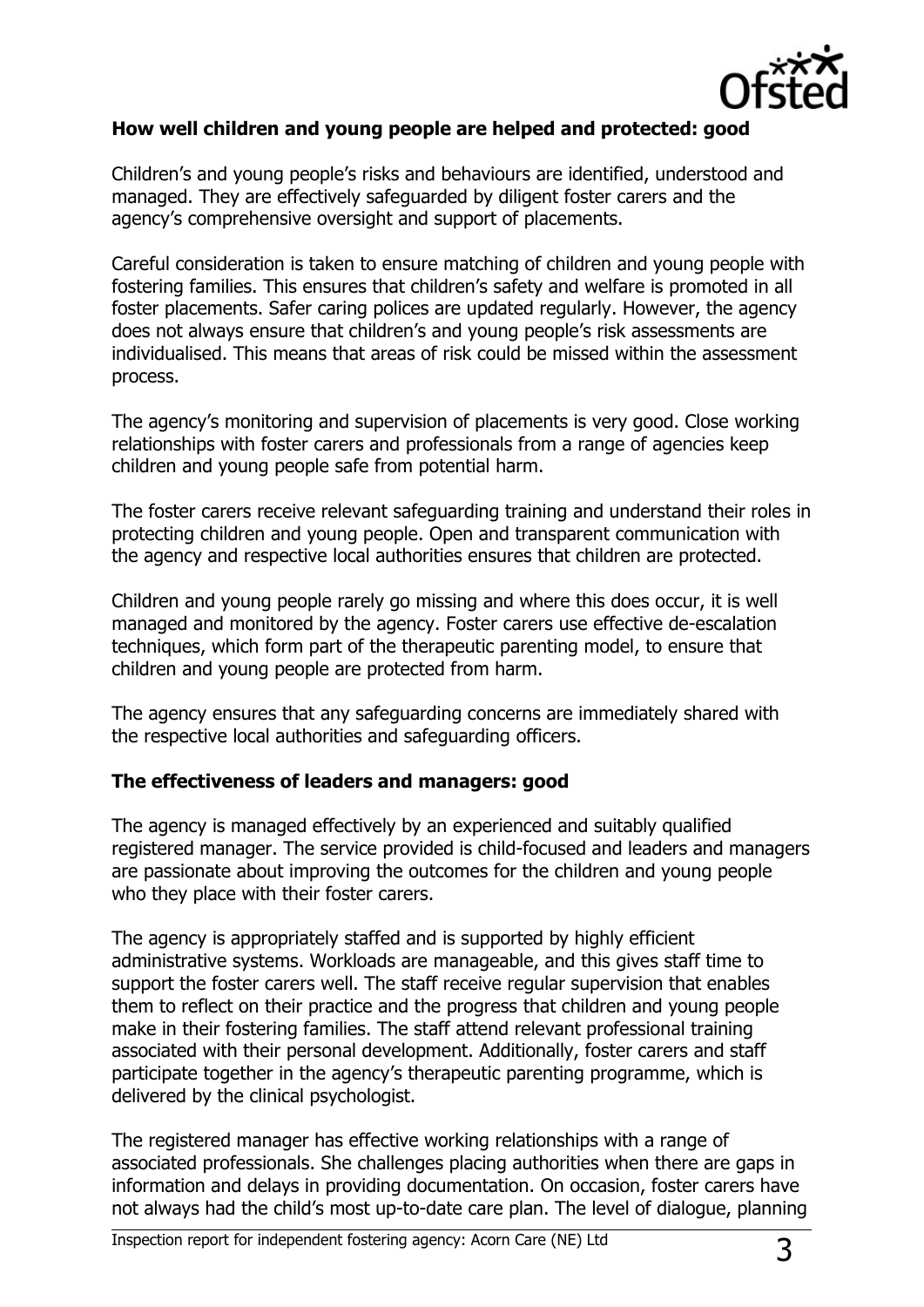**How well children and young people are helped and protected: good**

Children's and young people's risks and behaviours are identified, understood and managed. They are effectively safeguarded by diligent foster carers and the agency's comprehensive oversight and support of placements.

Careful consideration is taken to ensure matching of children and young people with fostering families. This ensures that children's safety and welfare is promoted in all foster placements. Safer caring polices are updated regularly. However, the agency does not always ensure that children's and young people's risk assessments are individualised. This means that areas of risk could be missed within the assessment process.

The agency's monitoring and supervision of placements is very good. Close working relationships with foster carers and professionals from a range of agencies keep children and young people safe from potential harm.

The foster carers receive relevant safeguarding training and understand their roles in protecting children and young people. Open and transparent communication with the agency and respective local authorities ensures that children are protected.

Children and young people rarely go missing and where this does occur, it is well managed and monitored by the agency. Foster carers use effective de-escalation techniques, which form part of the therapeutic parenting model, to ensure that children and young people are protected from harm.

The agency ensures that any safeguarding concerns are immediately shared with the respective local authorities and safeguarding officers.

**The effectiveness of leaders and managers: good**

The agency is managed effectively by an experienced and suitably qualified registered manager. The service provided is child-focused and leaders and managers are passionate about improving the outcomes for the children and young people who they place with their foster carers.

The agency is appropriately staffed and is supported by highly efficient administrative systems. Workloads are manageable, and this gives staff time to support the foster carers well. The staff receive regular supervision that enables them to reflect on their practice and the progress that children and young people make in their fostering families. The staff attend relevant professional training associated with their personal development. Additionally, foster carers and staff participate together in the agency's therapeutic parenting programme, which is delivered by the clinical psychologist.

The registered manager has effective working relationships with a range of associated professionals. She challenges placing authorities when there are gaps in information and delays in providing documentation. On occasion, foster carers have not always had the child's most up-to-date care plan. The level of dialogue, planning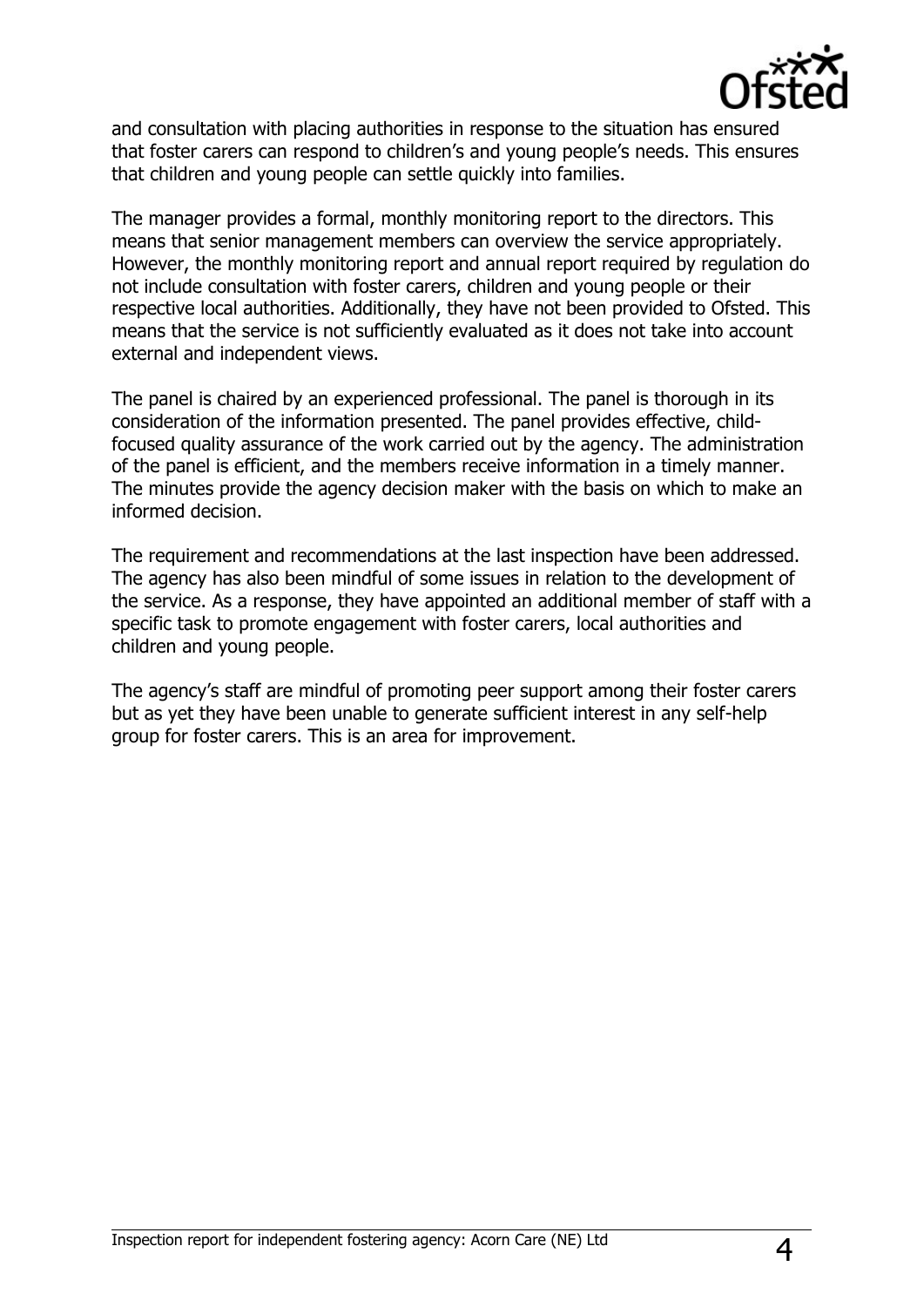and consultation with placing authorities in response to the situation has ensured that foster carers can respond to children's and young people's needs. This ensures that children and young people can settle quickly into families.

The manager provides a formal, monthly monitoring report to the directors. This means that senior management members can overview the service appropriately. However, the monthly monitoring report and annual report required by regulation do not include consultation with foster carers, children and young people or their respective local authorities. Additionally, they have not been provided to Ofsted. This means that the service is not sufficiently evaluated as it does not take into account external and independent views.

The panel is chaired by an experienced professional. The panel is thorough in its consideration of the information presented. The panel provides effective, child-focused quality assurance of the work carried out by the agency. The administration of the panel is efficient, and the members receive information in a timely manner. The minutes provide the agency decision maker with the basis on which to make an informed decision.

The requirement and recommendations at the last inspection have been addressed. The agency has also been mindful of some issues in relation to the development of the service. As a response, they have appointed an additional member of staff with a specific task to promote engagement with foster carers, local authorities and children and young people.

The agency's staff are mindful of promoting peer support among their foster carers but as yet they have been unable to generate sufficient interest in any self-help group for foster carers. This is an area for improvement.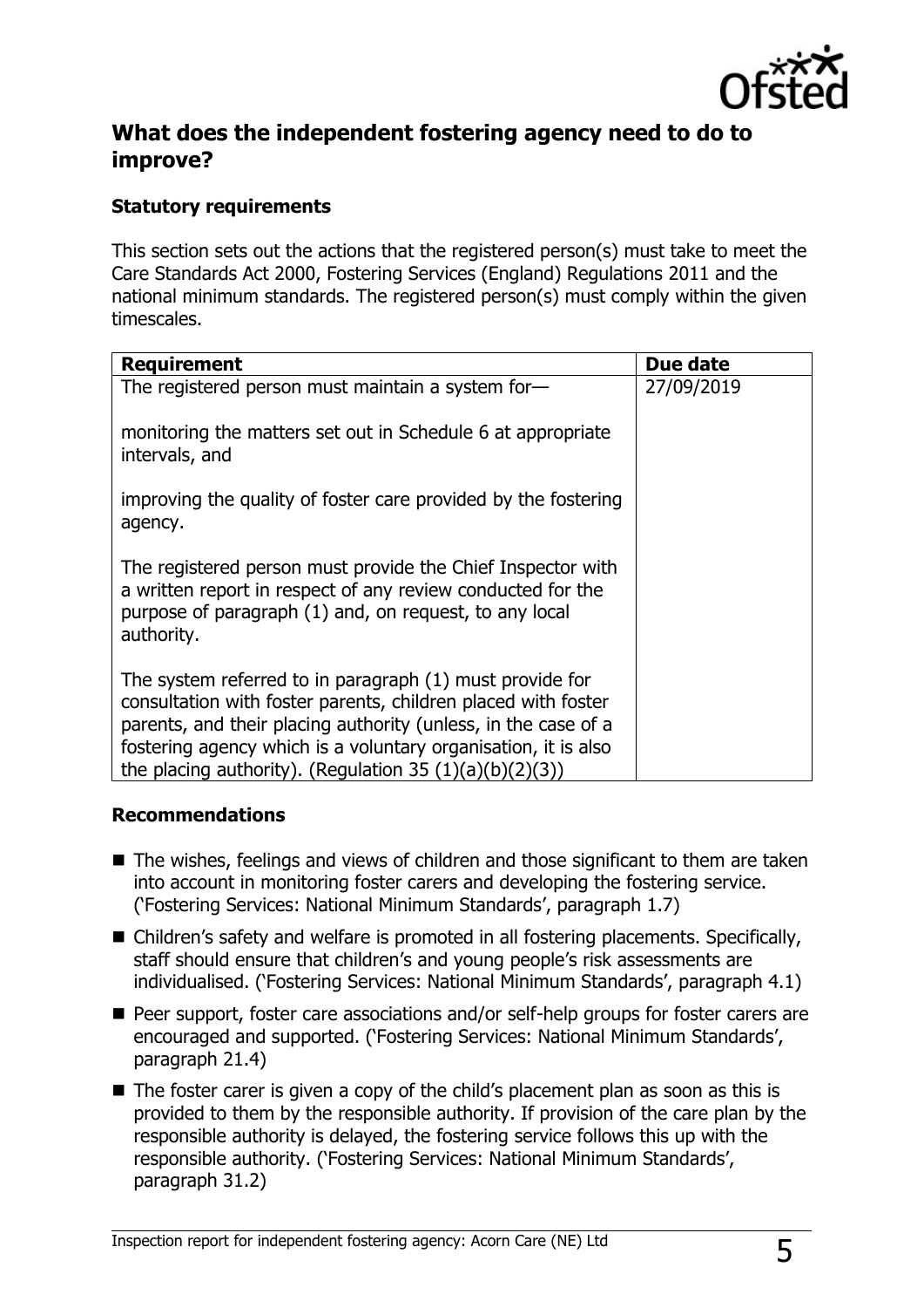## What does the independent fostering agency need to do to improve?

### Statutory requirements

This section sets out the actions that the registered person(s) must take to meet the Care Standards Act 2000, Fostering Services (England) Regulations 2011 and the national minimum standards. The registered person(s) must comply within the given timescales.

| Requirement | Due date |
|---|---|
| The registered person must maintain a system for—<br><br>monitoring the matters set out in Schedule 6 at appropriate intervals, and<br><br>improving the quality of foster care provided by the fostering agency.<br><br>The registered person must provide the Chief Inspector with a written report in respect of any review conducted for the purpose of paragraph (1) and, on request, to any local authority.<br><br>The system referred to in paragraph (1) must provide for consultation with foster parents, children placed with foster parents, and their placing authority (unless, in the case of a fostering agency which is a voluntary organisation, it is also the placing authority). (Regulation 35 (1)(a)(b)(2)(3)) | 27/09/2019 |

### Recommendations

- The wishes, feelings and views of children and those significant to them are taken into account in monitoring foster carers and developing the fostering service. ('Fostering Services: National Minimum Standards', paragraph 1.7)
- Children's safety and welfare is promoted in all fostering placements. Specifically, staff should ensure that children's and young people's risk assessments are individualised. ('Fostering Services: National Minimum Standards', paragraph 4.1)
- Peer support, foster care associations and/or self-help groups for foster carers are encouraged and supported. ('Fostering Services: National Minimum Standards', paragraph 21.4)
- The foster carer is given a copy of the child's placement plan as soon as this is provided to them by the responsible authority. If provision of the care plan by the responsible authority is delayed, the fostering service follows this up with the responsible authority. ('Fostering Services: National Minimum Standards', paragraph 31.2)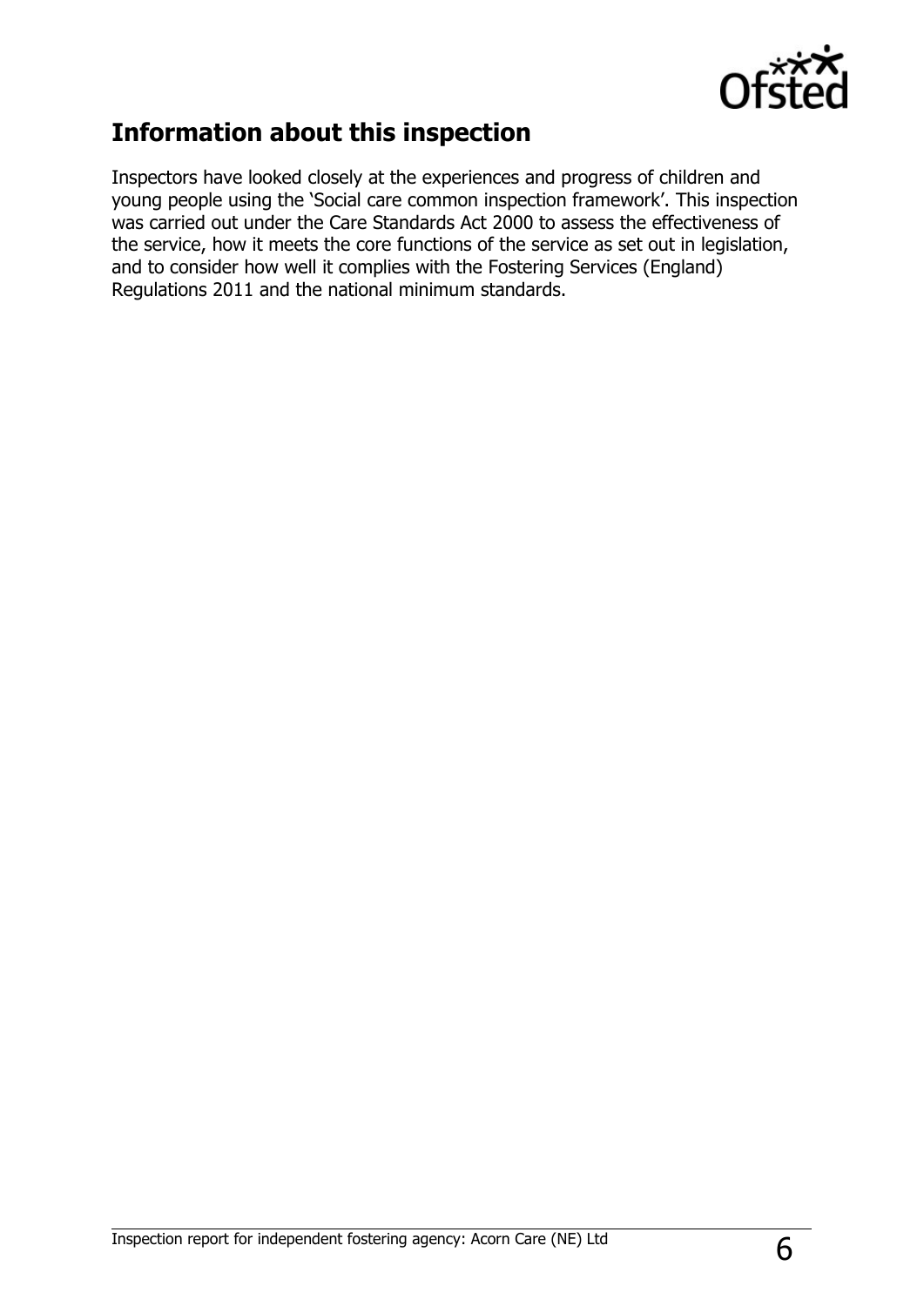## Information about this inspection

Inspectors have looked closely at the experiences and progress of children and young people using the 'Social care common inspection framework'. This inspection was carried out under the Care Standards Act 2000 to assess the effectiveness of the service, how it meets the core functions of the service as set out in legislation, and to consider how well it complies with the Fostering Services (England) Regulations 2011 and the national minimum standards.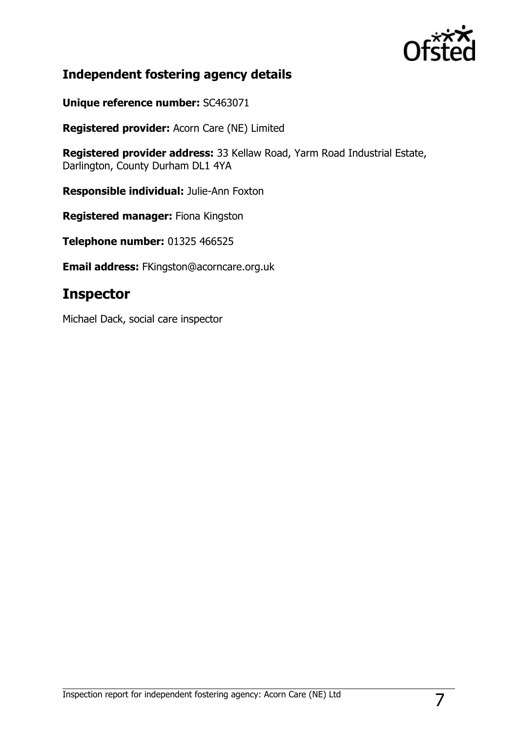## Independent fostering agency details

**Unique reference number:** SC463071

**Registered provider:** Acorn Care (NE) Limited

**Registered provider address:** 33 Kellaw Road, Yarm Road Industrial Estate, Darlington, County Durham DL1 4YA

**Responsible individual:** Julie-Ann Foxton

**Registered manager:** Fiona Kingston

**Telephone number:** 01325 466525

**Email address:** FKingston@acorncare.org.uk

# Inspector

Michael Dack, social care inspector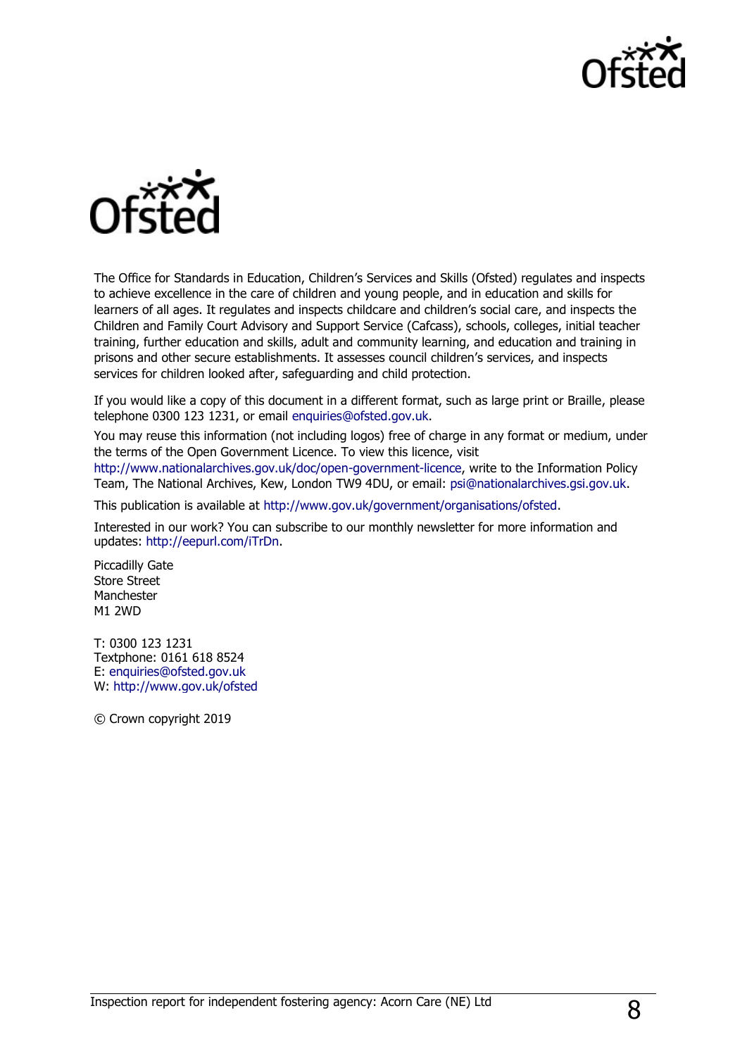The Office for Standards in Education, Children's Services and Skills (Ofsted) regulates and inspects to achieve excellence in the care of children and young people, and in education and skills for learners of all ages. It regulates and inspects childcare and children's social care, and inspects the Children and Family Court Advisory and Support Service (Cafcass), schools, colleges, initial teacher training, further education and skills, adult and community learning, and education and training in prisons and other secure establishments. It assesses council children's services, and inspects services for children looked after, safeguarding and child protection.

If you would like a copy of this document in a different format, such as large print or Braille, please telephone 0300 123 1231, or email enquiries@ofsted.gov.uk.

You may reuse this information (not including logos) free of charge in any format or medium, under the terms of the Open Government Licence. To view this licence, visit http://www.nationalarchives.gov.uk/doc/open-government-licence, write to the Information Policy Team, The National Archives, Kew, London TW9 4DU, or email: psi@nationalarchives.gsi.gov.uk.

This publication is available at http://www.gov.uk/government/organisations/ofsted.

Interested in our work? You can subscribe to our monthly newsletter for more information and updates: http://eepurl.com/iTrDn.

Piccadilly Gate
Store Street
Manchester
M1 2WD

T: 0300 123 1231
Textphone: 0161 618 8524
E: enquiries@ofsted.gov.uk
W: http://www.gov.uk/ofsted

© Crown copyright 2019